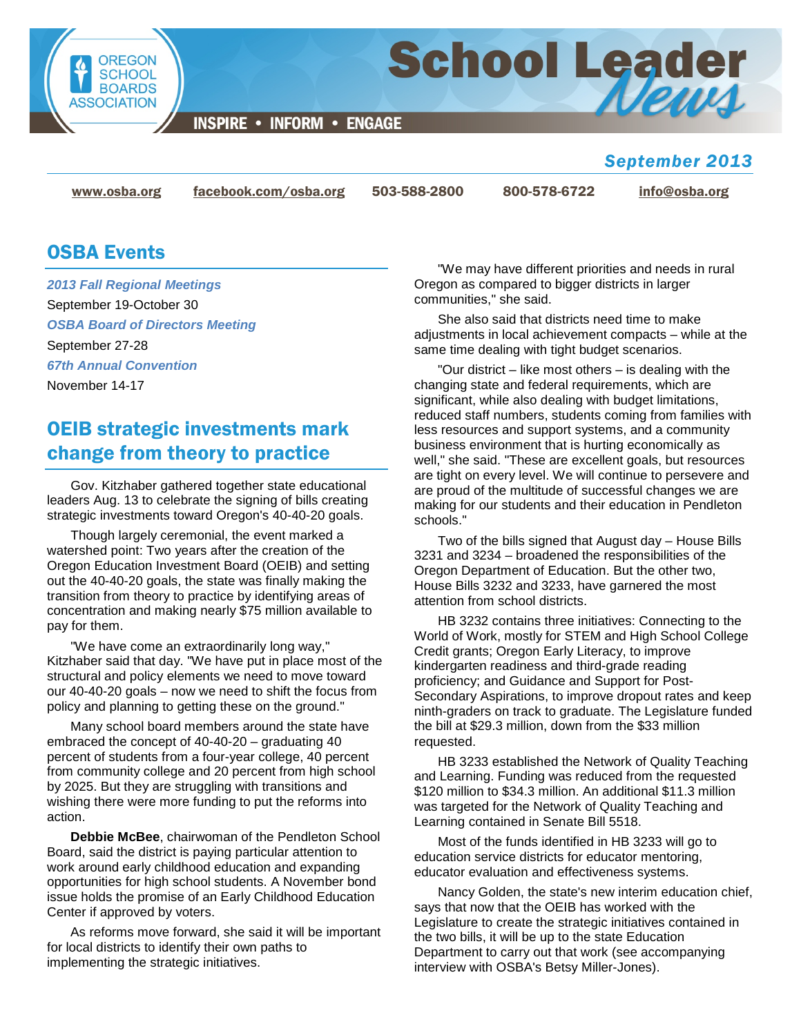# School Leader News

**INSPIRE • INFORM • ENGAGE**

Oregon School Boards Association

*September 2013*

www.osba.org | facebook.com/osba.org | 503-588-2800 | 800-578-6722 | info@osba.org

## OSBA Events

*2013 Fall Regional Meetings*
September 19-October 30

*OSBA Board of Directors Meeting*
September 27-28

*67th Annual Convention*
November 14-17

## OEIB strategic investments mark change from theory to practice

Gov. Kitzhaber gathered together state educational leaders Aug. 13 to celebrate the signing of bills creating strategic investments toward Oregon's 40-40-20 goals.

Though largely ceremonial, the event marked a watershed point: Two years after the creation of the Oregon Education Investment Board (OEIB) and setting out the 40-40-20 goals, the state was finally making the transition from theory to practice by identifying areas of concentration and making nearly $75 million available to pay for them.

"We have come an extraordinarily long way," Kitzhaber said that day. "We have put in place most of the structural and policy elements we need to move toward our 40-40-20 goals – now we need to shift the focus from policy and planning to getting these on the ground."

Many school board members around the state have embraced the concept of 40-40-20 – graduating 40 percent of students from a four-year college, 40 percent from community college and 20 percent from high school by 2025. But they are struggling with transitions and wishing there were more funding to put the reforms into action.

**Debbie McBee**, chairwoman of the Pendleton School Board, said the district is paying particular attention to work around early childhood education and expanding opportunities for high school students. A November bond issue holds the promise of an Early Childhood Education Center if approved by voters.

As reforms move forward, she said it will be important for local districts to identify their own paths to implementing the strategic initiatives.

"We may have different priorities and needs in rural Oregon as compared to bigger districts in larger communities," she said.

She also said that districts need time to make adjustments in local achievement compacts – while at the same time dealing with tight budget scenarios.

"Our district – like most others – is dealing with the changing state and federal requirements, which are significant, while also dealing with budget limitations, reduced staff numbers, students coming from families with less resources and support systems, and a community business environment that is hurting economically as well," she said. "These are excellent goals, but resources are tight on every level. We will continue to persevere and are proud of the multitude of successful changes we are making for our students and their education in Pendleton schools."

Two of the bills signed that August day – House Bills 3231 and 3234 – broadened the responsibilities of the Oregon Department of Education. But the other two, House Bills 3232 and 3233, have garnered the most attention from school districts.

HB 3232 contains three initiatives: Connecting to the World of Work, mostly for STEM and High School College Credit grants; Oregon Early Literacy, to improve kindergarten readiness and third-grade reading proficiency; and Guidance and Support for Post-Secondary Aspirations, to improve dropout rates and keep ninth-graders on track to graduate. The Legislature funded the bill at $29.3 million, down from the $33 million requested.

HB 3233 established the Network of Quality Teaching and Learning. Funding was reduced from the requested $120 million to $34.3 million. An additional $11.3 million was targeted for the Network of Quality Teaching and Learning contained in Senate Bill 5518.

Most of the funds identified in HB 3233 will go to education service districts for educator mentoring, educator evaluation and effectiveness systems.

Nancy Golden, the state's new interim education chief, says that now that the OEIB has worked with the Legislature to create the strategic initiatives contained in the two bills, it will be up to the state Education Department to carry out that work (see accompanying interview with OSBA's Betsy Miller-Jones).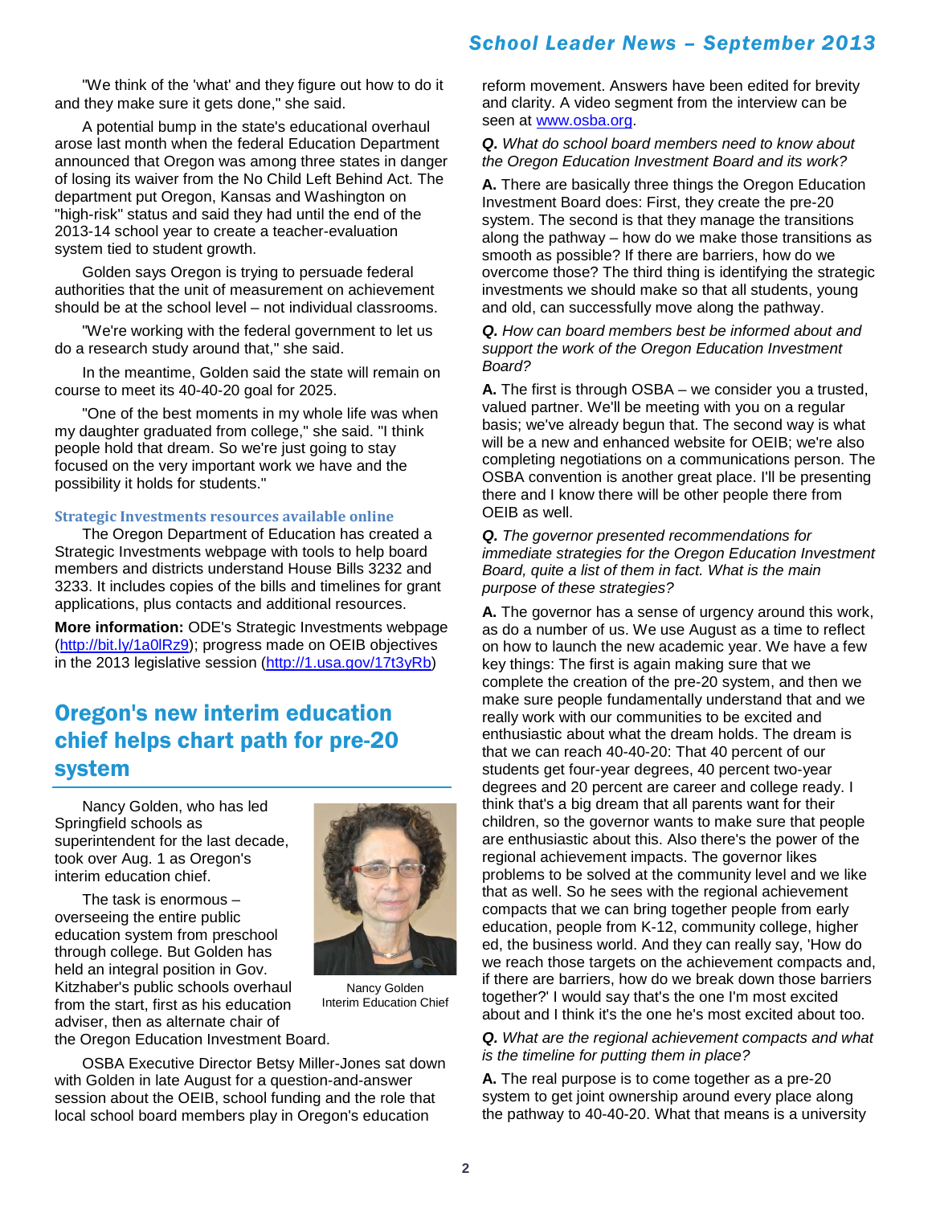"We think of the 'what' and they figure out how to do it and they make sure it gets done," she said.

A potential bump in the state's educational overhaul arose last month when the federal Education Department announced that Oregon was among three states in danger of losing its waiver from the No Child Left Behind Act. The department put Oregon, Kansas and Washington on "high-risk" status and said they had until the end of the 2013-14 school year to create a teacher-evaluation system tied to student growth.

Golden says Oregon is trying to persuade federal authorities that the unit of measurement on achievement should be at the school level – not individual classrooms.

"We're working with the federal government to let us do a research study around that," she said.

In the meantime, Golden said the state will remain on course to meet its 40-40-20 goal for 2025.

"One of the best moments in my whole life was when my daughter graduated from college," she said. "I think people hold that dream. So we're just going to stay focused on the very important work we have and the possibility it holds for students."

### Strategic Investments resources available online

The Oregon Department of Education has created a Strategic Investments webpage with tools to help board members and districts understand House Bills 3232 and 3233. It includes copies of the bills and timelines for grant applications, plus contacts and additional resources.

**More information:** ODE's Strategic Investments webpage (http://bit.ly/1a0lRz9); progress made on OEIB objectives in the 2013 legislative session (http://1.usa.gov/17t3yRb)

## Oregon's new interim education chief helps chart path for pre-20 system

Nancy Golden, who has led Springfield schools as superintendent for the last decade, took over Aug. 1 as Oregon's interim education chief.

Nancy Golden
Interim Education Chief

The task is enormous – overseeing the entire public education system from preschool through college. But Golden has held an integral position in Gov. Kitzhaber's public schools overhaul from the start, first as his education adviser, then as alternate chair of the Oregon Education Investment Board.

OSBA Executive Director Betsy Miller-Jones sat down with Golden in late August for a question-and-answer session about the OEIB, school funding and the role that local school board members play in Oregon's education reform movement. Answers have been edited for brevity and clarity. A video segment from the interview can be seen at www.osba.org.

***Q.** What do school board members need to know about the Oregon Education Investment Board and its work?*

**A.** There are basically three things the Oregon Education Investment Board does: First, they create the pre-20 system. The second is that they manage the transitions along the pathway – how do we make those transitions as smooth as possible? If there are barriers, how do we overcome those? The third thing is identifying the strategic investments we should make so that all students, young and old, can successfully move along the pathway.

***Q.** How can board members best be informed about and support the work of the Oregon Education Investment Board?*

**A.** The first is through OSBA – we consider you a trusted, valued partner. We'll be meeting with you on a regular basis; we've already begun that. The second way is what will be a new and enhanced website for OEIB; we're also completing negotiations on a communications person. The OSBA convention is another great place. I'll be presenting there and I know there will be other people there from OEIB as well.

***Q.** The governor presented recommendations for immediate strategies for the Oregon Education Investment Board, quite a list of them in fact. What is the main purpose of these strategies?*

**A.** The governor has a sense of urgency around this work, as do a number of us. We use August as a time to reflect on how to launch the new academic year. We have a few key things: The first is again making sure that we complete the creation of the pre-20 system, and then we make sure people fundamentally understand that and we really work with our communities to be excited and enthusiastic about what the dream holds. The dream is that we can reach 40-40-20: That 40 percent of our students get four-year degrees, 40 percent two-year degrees and 20 percent are career and college ready. I think that's a big dream that all parents want for their children, so the governor wants to make sure that people are enthusiastic about this. Also there's the power of the regional achievement impacts. The governor likes problems to be solved at the community level and we like that as well. So he sees with the regional achievement compacts that we can bring together people from early education, people from K-12, community college, higher ed, the business world. And they can really say, 'How do we reach those targets on the achievement compacts and, if there are barriers, how do we break down those barriers together?' I would say that's the one I'm most excited about and I think it's the one he's most excited about too.

***Q.** What are the regional achievement compacts and what is the timeline for putting them in place?*

**A.** The real purpose is to come together as a pre-20 system to get joint ownership around every place along the pathway to 40-40-20. What that means is a university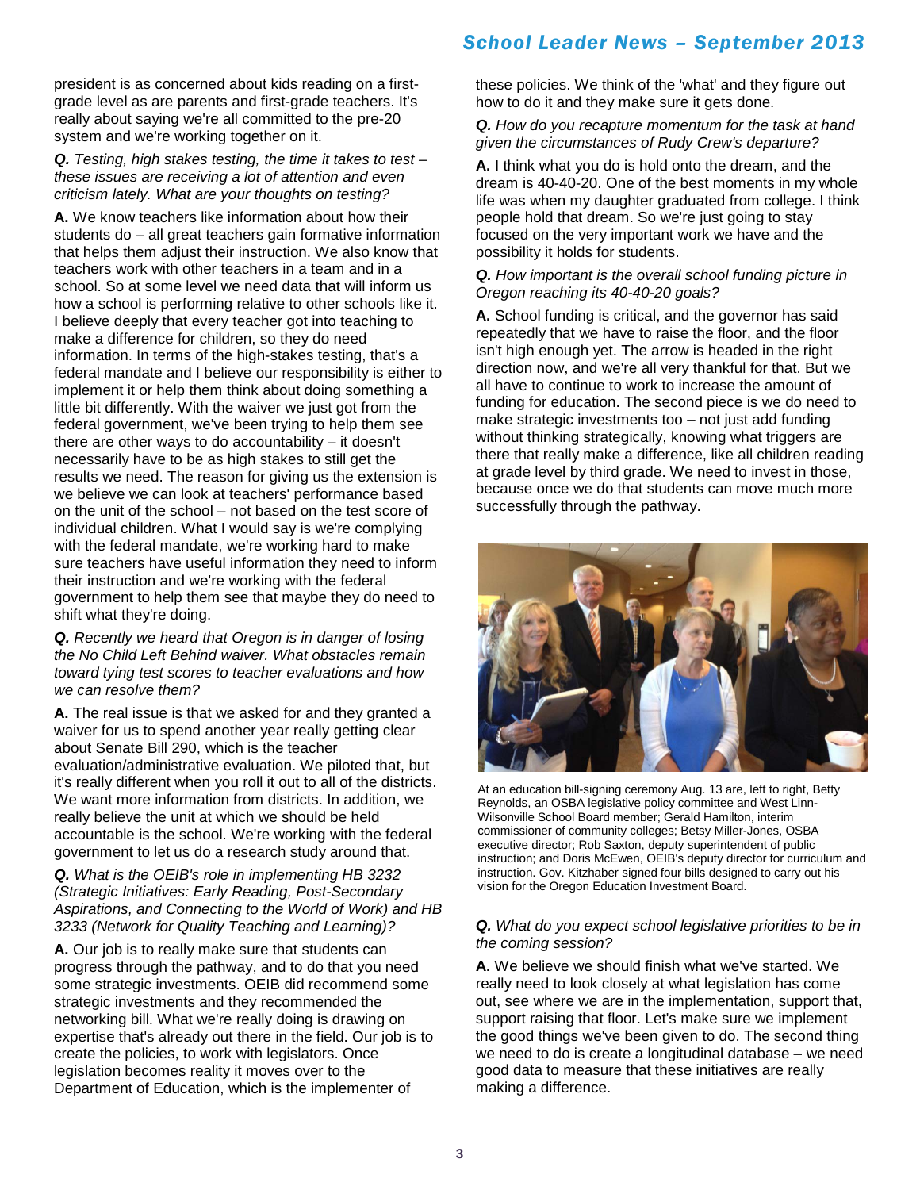president is as concerned about kids reading on a first-grade level as are parents and first-grade teachers. It's really about saying we're all committed to the pre-20 system and we're working together on it.

***Q.*** *Testing, high stakes testing, the time it takes to test – these issues are receiving a lot of attention and even criticism lately. What are your thoughts on testing?*

**A.** We know teachers like information about how their students do – all great teachers gain formative information that helps them adjust their instruction. We also know that teachers work with other teachers in a team and in a school. So at some level we need data that will inform us how a school is performing relative to other schools like it. I believe deeply that every teacher got into teaching to make a difference for children, so they do need information. In terms of the high-stakes testing, that's a federal mandate and I believe our responsibility is either to implement it or help them think about doing something a little bit differently. With the waiver we just got from the federal government, we've been trying to help them see there are other ways to do accountability – it doesn't necessarily have to be as high stakes to still get the results we need. The reason for giving us the extension is we believe we can look at teachers' performance based on the unit of the school – not based on the test score of individual children. What I would say is we're complying with the federal mandate, we're working hard to make sure teachers have useful information they need to inform their instruction and we're working with the federal government to help them see that maybe they do need to shift what they're doing.

***Q.*** *Recently we heard that Oregon is in danger of losing the No Child Left Behind waiver. What obstacles remain toward tying test scores to teacher evaluations and how we can resolve them?*

**A.** The real issue is that we asked for and they granted a waiver for us to spend another year really getting clear about Senate Bill 290, which is the teacher evaluation/administrative evaluation. We piloted that, but it's really different when you roll it out to all of the districts. We want more information from districts. In addition, we really believe the unit at which we should be held accountable is the school. We're working with the federal government to let us do a research study around that.

***Q.*** *What is the OEIB's role in implementing HB 3232 (Strategic Initiatives: Early Reading, Post-Secondary Aspirations, and Connecting to the World of Work) and HB 3233 (Network for Quality Teaching and Learning)?*

**A.** Our job is to really make sure that students can progress through the pathway, and to do that you need some strategic investments. OEIB did recommend some strategic investments and they recommended the networking bill. What we're really doing is drawing on expertise that's already out there in the field. Our job is to create the policies, to work with legislators. Once legislation becomes reality it moves over to the Department of Education, which is the implementer of these policies. We think of the 'what' and they figure out how to do it and they make sure it gets done.

***Q.*** *How do you recapture momentum for the task at hand given the circumstances of Rudy Crew's departure?*

**A.** I think what you do is hold onto the dream, and the dream is 40-40-20. One of the best moments in my whole life was when my daughter graduated from college. I think people hold that dream. So we're just going to stay focused on the very important work we have and the possibility it holds for students.

***Q.*** *How important is the overall school funding picture in Oregon reaching its 40-40-20 goals?*

**A.** School funding is critical, and the governor has said repeatedly that we have to raise the floor, and the floor isn't high enough yet. The arrow is headed in the right direction now, and we're all very thankful for that. But we all have to continue to work to increase the amount of funding for education. The second piece is we do need to make strategic investments too – not just add funding without thinking strategically, knowing what triggers are there that really make a difference, like all children reading at grade level by third grade. We need to invest in those, because once we do that students can move much more successfully through the pathway.

At an education bill-signing ceremony Aug. 13 are, left to right, Betty Reynolds, an OSBA legislative policy committee and West Linn-Wilsonville School Board member; Gerald Hamilton, interim commissioner of community colleges; Betsy Miller-Jones, OSBA executive director; Rob Saxton, deputy superintendent of public instruction; and Doris McEwen, OEIB's deputy director for curriculum and instruction. Gov. Kitzhaber signed four bills designed to carry out his vision for the Oregon Education Investment Board.

***Q.*** *What do you expect school legislative priorities to be in the coming session?*

**A.** We believe we should finish what we've started. We really need to look closely at what legislation has come out, see where we are in the implementation, support that, support raising that floor. Let's make sure we implement the good things we've been given to do. The second thing we need to do is create a longitudinal database – we need good data to measure that these initiatives are really making a difference.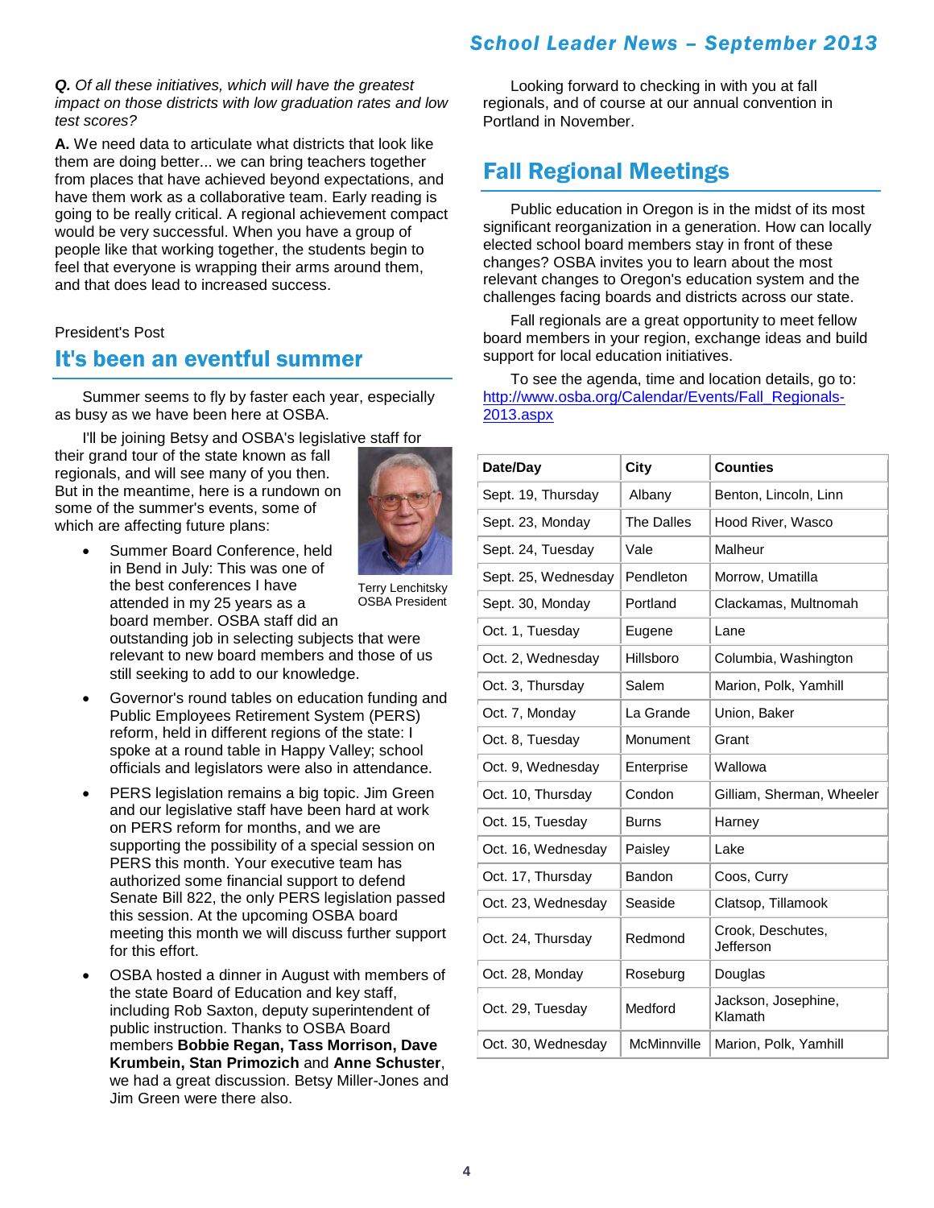***Q.** Of all these initiatives, which will have the greatest impact on those districts with low graduation rates and low test scores?*

**A.** We need data to articulate what districts that look like them are doing better... we can bring teachers together from places that have achieved beyond expectations, and have them work as a collaborative team. Early reading is going to be really critical. A regional achievement compact would be very successful. When you have a group of people like that working together, the students begin to feel that everyone is wrapping their arms around them, and that does lead to increased success.

President's Post

## It's been an eventful summer

Summer seems to fly by faster each year, especially as busy as we have been here at OSBA.

I'll be joining Betsy and OSBA's legislative staff for their grand tour of the state known as fall regionals, and will see many of you then. But in the meantime, here is a rundown on some of the summer's events, some of which are affecting future plans:

Terry Lenchitsky
OSBA President

- Summer Board Conference, held in Bend in July: This was one of the best conferences I have attended in my 25 years as a board member. OSBA staff did an outstanding job in selecting subjects that were relevant to new board members and those of us still seeking to add to our knowledge.
- Governor's round tables on education funding and Public Employees Retirement System (PERS) reform, held in different regions of the state: I spoke at a round table in Happy Valley; school officials and legislators were also in attendance.
- PERS legislation remains a big topic. Jim Green and our legislative staff have been hard at work on PERS reform for months, and we are supporting the possibility of a special session on PERS this month. Your executive team has authorized some financial support to defend Senate Bill 822, the only PERS legislation passed this session. At the upcoming OSBA board meeting this month we will discuss further support for this effort.
- OSBA hosted a dinner in August with members of the state Board of Education and key staff, including Rob Saxton, deputy superintendent of public instruction. Thanks to OSBA Board members **Bobbie Regan, Tass Morrison, Dave Krumbein, Stan Primozich** and **Anne Schuster**, we had a great discussion. Betsy Miller-Jones and Jim Green were there also.

Looking forward to checking in with you at fall regionals, and of course at our annual convention in Portland in November.

## Fall Regional Meetings

Public education in Oregon is in the midst of its most significant reorganization in a generation. How can locally elected school board members stay in front of these changes? OSBA invites you to learn about the most relevant changes to Oregon's education system and the challenges facing boards and districts across our state.

Fall regionals are a great opportunity to meet fellow board members in your region, exchange ideas and build support for local education initiatives.

To see the agenda, time and location details, go to: http://www.osba.org/Calendar/Events/Fall_Regionals-2013.aspx

| Date/Day | City | Counties |
|---|---|---|
| Sept. 19, Thursday | Albany | Benton, Lincoln, Linn |
| Sept. 23, Monday | The Dalles | Hood River, Wasco |
| Sept. 24, Tuesday | Vale | Malheur |
| Sept. 25, Wednesday | Pendleton | Morrow, Umatilla |
| Sept. 30, Monday | Portland | Clackamas, Multnomah |
| Oct. 1, Tuesday | Eugene | Lane |
| Oct. 2, Wednesday | Hillsboro | Columbia, Washington |
| Oct. 3, Thursday | Salem | Marion, Polk, Yamhill |
| Oct. 7, Monday | La Grande | Union, Baker |
| Oct. 8, Tuesday | Monument | Grant |
| Oct. 9, Wednesday | Enterprise | Wallowa |
| Oct. 10, Thursday | Condon | Gilliam, Sherman, Wheeler |
| Oct. 15, Tuesday | Burns | Harney |
| Oct. 16, Wednesday | Paisley | Lake |
| Oct. 17, Thursday | Bandon | Coos, Curry |
| Oct. 23, Wednesday | Seaside | Clatsop, Tillamook |
| Oct. 24, Thursday | Redmond | Crook, Deschutes, Jefferson |
| Oct. 28, Monday | Roseburg | Douglas |
| Oct. 29, Tuesday | Medford | Jackson, Josephine, Klamath |
| Oct. 30, Wednesday | McMinnville | Marion, Polk, Yamhill |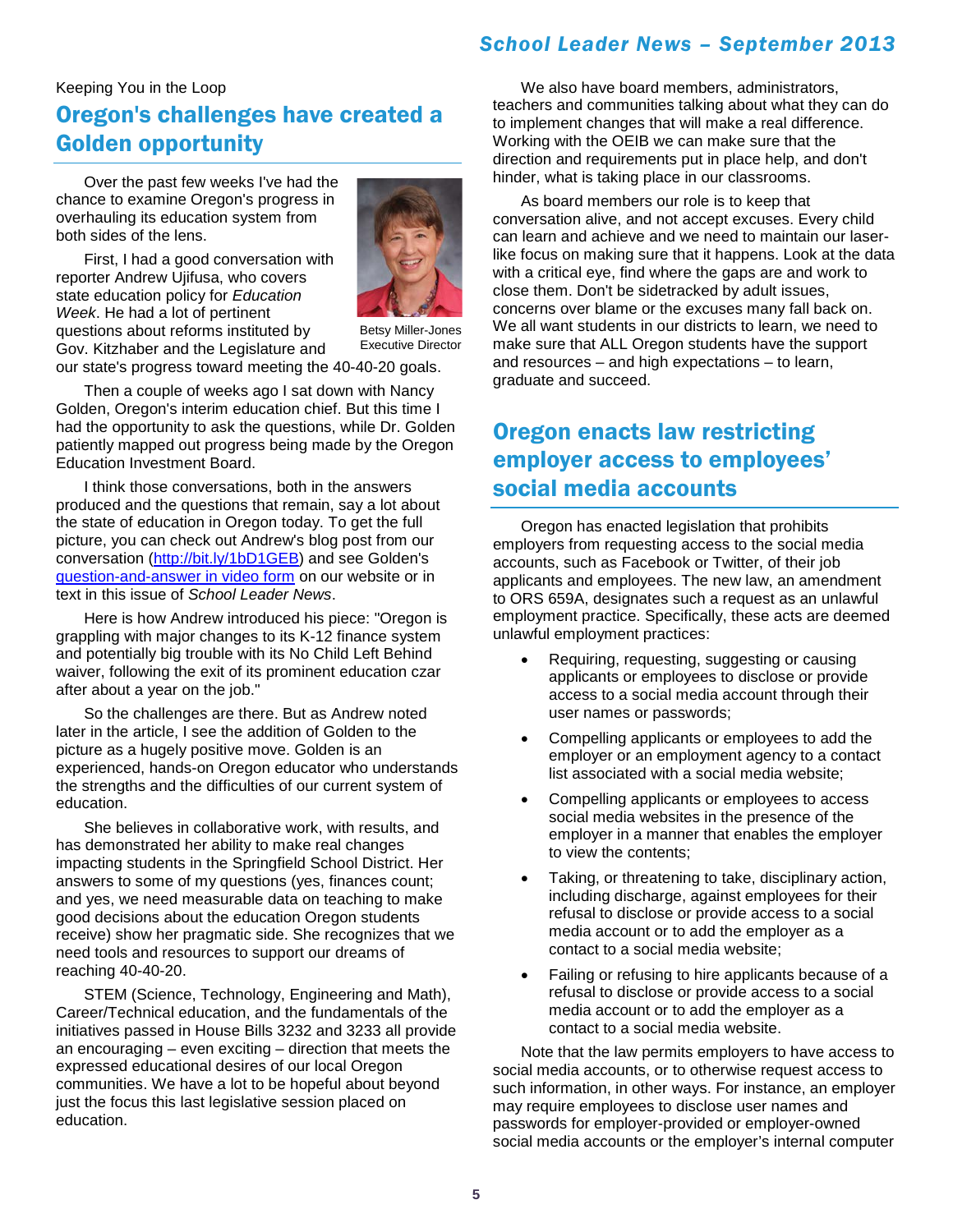Keeping You in the Loop

## Oregon's challenges have created a Golden opportunity

Over the past few weeks I've had the chance to examine Oregon's progress in overhauling its education system from both sides of the lens.

Betsy Miller-Jones
Executive Director

First, I had a good conversation with reporter Andrew Ujifusa, who covers state education policy for *Education Week*. He had a lot of pertinent questions about reforms instituted by Gov. Kitzhaber and the Legislature and our state's progress toward meeting the 40-40-20 goals.

Then a couple of weeks ago I sat down with Nancy Golden, Oregon's interim education chief. But this time I had the opportunity to ask the questions, while Dr. Golden patiently mapped out progress being made by the Oregon Education Investment Board.

I think those conversations, both in the answers produced and the questions that remain, say a lot about the state of education in Oregon today. To get the full picture, you can check out Andrew's blog post from our conversation (http://bit.ly/1bD1GEB) and see Golden's question-and-answer in video form on our website or in text in this issue of *School Leader News*.

Here is how Andrew introduced his piece: "Oregon is grappling with major changes to its K-12 finance system and potentially big trouble with its No Child Left Behind waiver, following the exit of its prominent education czar after about a year on the job."

So the challenges are there. But as Andrew noted later in the article, I see the addition of Golden to the picture as a hugely positive move. Golden is an experienced, hands-on Oregon educator who understands the strengths and the difficulties of our current system of education.

She believes in collaborative work, with results, and has demonstrated her ability to make real changes impacting students in the Springfield School District. Her answers to some of my questions (yes, finances count; and yes, we need measurable data on teaching to make good decisions about the education Oregon students receive) show her pragmatic side. She recognizes that we need tools and resources to support our dreams of reaching 40-40-20.

STEM (Science, Technology, Engineering and Math), Career/Technical education, and the fundamentals of the initiatives passed in House Bills 3232 and 3233 all provide an encouraging – even exciting – direction that meets the expressed educational desires of our local Oregon communities. We have a lot to be hopeful about beyond just the focus this last legislative session placed on education.

We also have board members, administrators, teachers and communities talking about what they can do to implement changes that will make a real difference. Working with the OEIB we can make sure that the direction and requirements put in place help, and don't hinder, what is taking place in our classrooms.

As board members our role is to keep that conversation alive, and not accept excuses. Every child can learn and achieve and we need to maintain our laser-like focus on making sure that it happens. Look at the data with a critical eye, find where the gaps are and work to close them. Don't be sidetracked by adult issues, concerns over blame or the excuses many fall back on. We all want students in our districts to learn, we need to make sure that ALL Oregon students have the support and resources – and high expectations – to learn, graduate and succeed.

## Oregon enacts law restricting employer access to employees' social media accounts

Oregon has enacted legislation that prohibits employers from requesting access to the social media accounts, such as Facebook or Twitter, of their job applicants and employees. The new law, an amendment to ORS 659A, designates such a request as an unlawful employment practice. Specifically, these acts are deemed unlawful employment practices:

- Requiring, requesting, suggesting or causing applicants or employees to disclose or provide access to a social media account through their user names or passwords;
- Compelling applicants or employees to add the employer or an employment agency to a contact list associated with a social media website;
- Compelling applicants or employees to access social media websites in the presence of the employer in a manner that enables the employer to view the contents;
- Taking, or threatening to take, disciplinary action, including discharge, against employees for their refusal to disclose or provide access to a social media account or to add the employer as a contact to a social media website;
- Failing or refusing to hire applicants because of a refusal to disclose or provide access to a social media account or to add the employer as a contact to a social media website.

Note that the law permits employers to have access to social media accounts, or to otherwise request access to such information, in other ways. For instance, an employer may require employees to disclose user names and passwords for employer-provided or employer-owned social media accounts or the employer's internal computer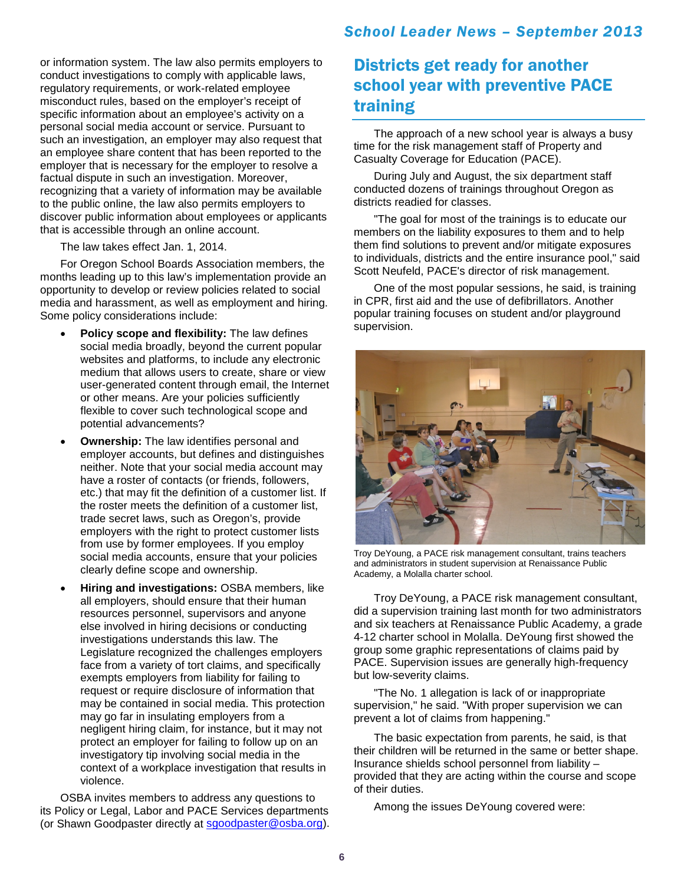or information system. The law also permits employers to conduct investigations to comply with applicable laws, regulatory requirements, or work-related employee misconduct rules, based on the employer's receipt of specific information about an employee's activity on a personal social media account or service. Pursuant to such an investigation, an employer may also request that an employee share content that has been reported to the employer that is necessary for the employer to resolve a factual dispute in such an investigation. Moreover, recognizing that a variety of information may be available to the public online, the law also permits employers to discover public information about employees or applicants that is accessible through an online account.

The law takes effect Jan. 1, 2014.

For Oregon School Boards Association members, the months leading up to this law's implementation provide an opportunity to develop or review policies related to social media and harassment, as well as employment and hiring. Some policy considerations include:

- **Policy scope and flexibility:** The law defines social media broadly, beyond the current popular websites and platforms, to include any electronic medium that allows users to create, share or view user-generated content through email, the Internet or other means. Are your policies sufficiently flexible to cover such technological scope and potential advancements?
- **Ownership:** The law identifies personal and employer accounts, but defines and distinguishes neither. Note that your social media account may have a roster of contacts (or friends, followers, etc.) that may fit the definition of a customer list. If the roster meets the definition of a customer list, trade secret laws, such as Oregon's, provide employers with the right to protect customer lists from use by former employees. If you employ social media accounts, ensure that your policies clearly define scope and ownership.
- **Hiring and investigations:** OSBA members, like all employers, should ensure that their human resources personnel, supervisors and anyone else involved in hiring decisions or conducting investigations understands this law. The Legislature recognized the challenges employers face from a variety of tort claims, and specifically exempts employers from liability for failing to request or require disclosure of information that may be contained in social media. This protection may go far in insulating employers from a negligent hiring claim, for instance, but it may not protect an employer for failing to follow up on an investigatory tip involving social media in the context of a workplace investigation that results in violence.

OSBA invites members to address any questions to its Policy or Legal, Labor and PACE Services departments (or Shawn Goodpaster directly at sgoodpaster@osba.org).

## Districts get ready for another school year with preventive PACE training

The approach of a new school year is always a busy time for the risk management staff of Property and Casualty Coverage for Education (PACE).

During July and August, the six department staff conducted dozens of trainings throughout Oregon as districts readied for classes.

"The goal for most of the trainings is to educate our members on the liability exposures to them and to help them find solutions to prevent and/or mitigate exposures to individuals, districts and the entire insurance pool," said Scott Neufeld, PACE's director of risk management.

One of the most popular sessions, he said, is training in CPR, first aid and the use of defibrillators. Another popular training focuses on student and/or playground supervision.

Troy DeYoung, a PACE risk management consultant, trains teachers and administrators in student supervision at Renaissance Public Academy, a Molalla charter school.

Troy DeYoung, a PACE risk management consultant, did a supervision training last month for two administrators and six teachers at Renaissance Public Academy, a grade 4-12 charter school in Molalla. DeYoung first showed the group some graphic representations of claims paid by PACE. Supervision issues are generally high-frequency but low-severity claims.

"The No. 1 allegation is lack of or inappropriate supervision," he said. "With proper supervision we can prevent a lot of claims from happening."

The basic expectation from parents, he said, is that their children will be returned in the same or better shape. Insurance shields school personnel from liability – provided that they are acting within the course and scope of their duties.

Among the issues DeYoung covered were: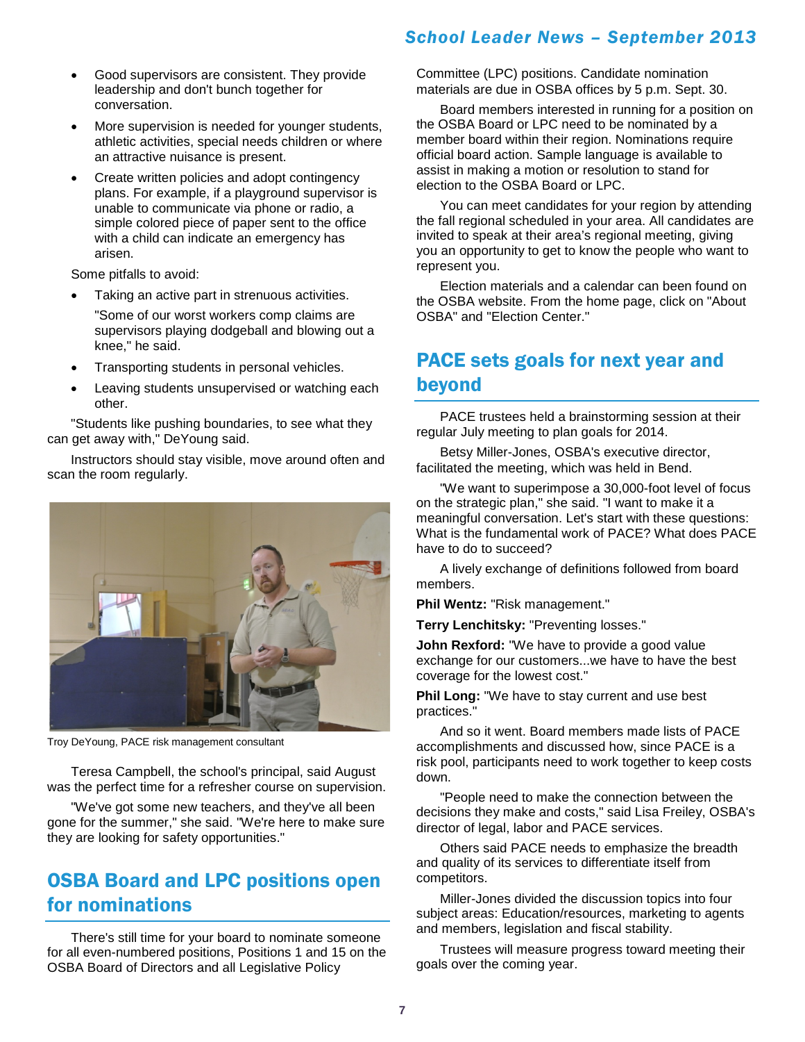- Good supervisors are consistent. They provide leadership and don't bunch together for conversation.
- More supervision is needed for younger students, athletic activities, special needs children or where an attractive nuisance is present.
- Create written policies and adopt contingency plans. For example, if a playground supervisor is unable to communicate via phone or radio, a simple colored piece of paper sent to the office with a child can indicate an emergency has arisen.

Some pitfalls to avoid:

- Taking an active part in strenuous activities.

  "Some of our worst workers comp claims are supervisors playing dodgeball and blowing out a knee," he said.
- Transporting students in personal vehicles.
- Leaving students unsupervised or watching each other.

"Students like pushing boundaries, to see what they can get away with," DeYoung said.

Instructors should stay visible, move around often and scan the room regularly.

Troy DeYoung, PACE risk management consultant

Teresa Campbell, the school's principal, said August was the perfect time for a refresher course on supervision.

"We've got some new teachers, and they've all been gone for the summer," she said. "We're here to make sure they are looking for safety opportunities."

## OSBA Board and LPC positions open for nominations

There's still time for your board to nominate someone for all even-numbered positions, Positions 1 and 15 on the OSBA Board of Directors and all Legislative Policy Committee (LPC) positions. Candidate nomination materials are due in OSBA offices by 5 p.m. Sept. 30.

Board members interested in running for a position on the OSBA Board or LPC need to be nominated by a member board within their region. Nominations require official board action. Sample language is available to assist in making a motion or resolution to stand for election to the OSBA Board or LPC.

You can meet candidates for your region by attending the fall regional scheduled in your area. All candidates are invited to speak at their area's regional meeting, giving you an opportunity to get to know the people who want to represent you.

Election materials and a calendar can been found on the OSBA website. From the home page, click on "About OSBA" and "Election Center."

## PACE sets goals for next year and beyond

PACE trustees held a brainstorming session at their regular July meeting to plan goals for 2014.

Betsy Miller-Jones, OSBA's executive director, facilitated the meeting, which was held in Bend.

"We want to superimpose a 30,000-foot level of focus on the strategic plan," she said. "I want to make it a meaningful conversation. Let's start with these questions: What is the fundamental work of PACE? What does PACE have to do to succeed?

A lively exchange of definitions followed from board members.

**Phil Wentz:** "Risk management."

**Terry Lenchitsky:** "Preventing losses."

**John Rexford:** "We have to provide a good value exchange for our customers...we have to have the best coverage for the lowest cost."

**Phil Long:** "We have to stay current and use best practices."

And so it went. Board members made lists of PACE accomplishments and discussed how, since PACE is a risk pool, participants need to work together to keep costs down.

"People need to make the connection between the decisions they make and costs," said Lisa Freiley, OSBA's director of legal, labor and PACE services.

Others said PACE needs to emphasize the breadth and quality of its services to differentiate itself from competitors.

Miller-Jones divided the discussion topics into four subject areas: Education/resources, marketing to agents and members, legislation and fiscal stability.

Trustees will measure progress toward meeting their goals over the coming year.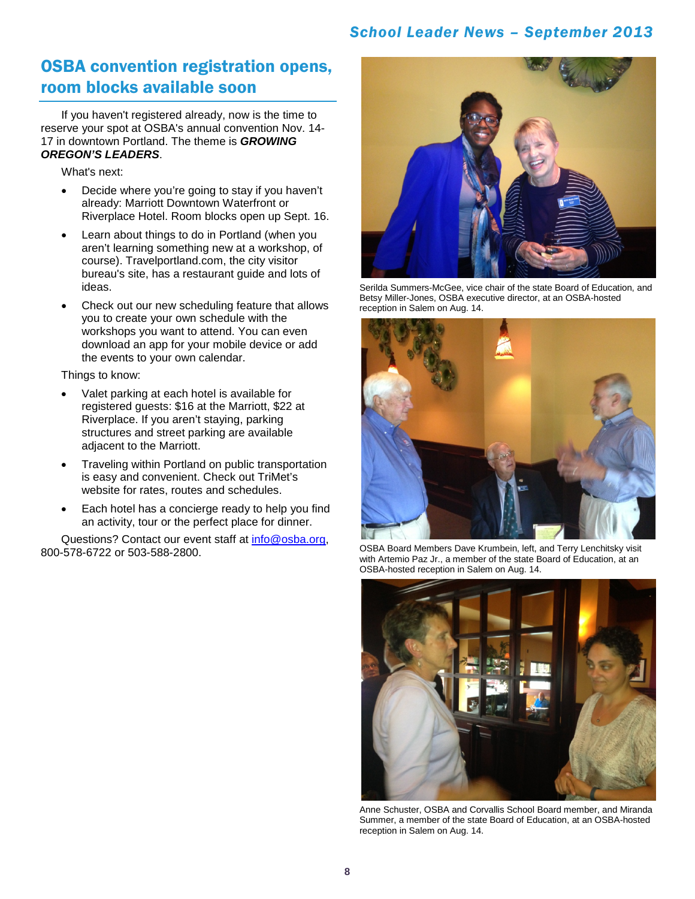## OSBA convention registration opens, room blocks available soon

If you haven't registered already, now is the time to reserve your spot at OSBA's annual convention Nov. 14-17 in downtown Portland. The theme is ***GROWING OREGON'S LEADERS***.

What's next:

- Decide where you're going to stay if you haven't already: Marriott Downtown Waterfront or Riverplace Hotel. Room blocks open up Sept. 16.
- Learn about things to do in Portland (when you aren't learning something new at a workshop, of course). Travelportland.com, the city visitor bureau's site, has a restaurant guide and lots of ideas.
- Check out our new scheduling feature that allows you to create your own schedule with the workshops you want to attend. You can even download an app for your mobile device or add the events to your own calendar.

Things to know:

- Valet parking at each hotel is available for registered guests: $16 at the Marriott, $22 at Riverplace. If you aren't staying, parking structures and street parking are available adjacent to the Marriott.
- Traveling within Portland on public transportation is easy and convenient. Check out TriMet's website for rates, routes and schedules.
- Each hotel has a concierge ready to help you find an activity, tour or the perfect place for dinner.

Questions? Contact our event staff at info@osba.org, 800-578-6722 or 503-588-2800.

Serilda Summers-McGee, vice chair of the state Board of Education, and Betsy Miller-Jones, OSBA executive director, at an OSBA-hosted reception in Salem on Aug. 14.

OSBA Board Members Dave Krumbein, left, and Terry Lenchitsky visit with Artemio Paz Jr., a member of the state Board of Education, at an OSBA-hosted reception in Salem on Aug. 14.

Anne Schuster, OSBA and Corvallis School Board member, and Miranda Summer, a member of the state Board of Education, at an OSBA-hosted reception in Salem on Aug. 14.